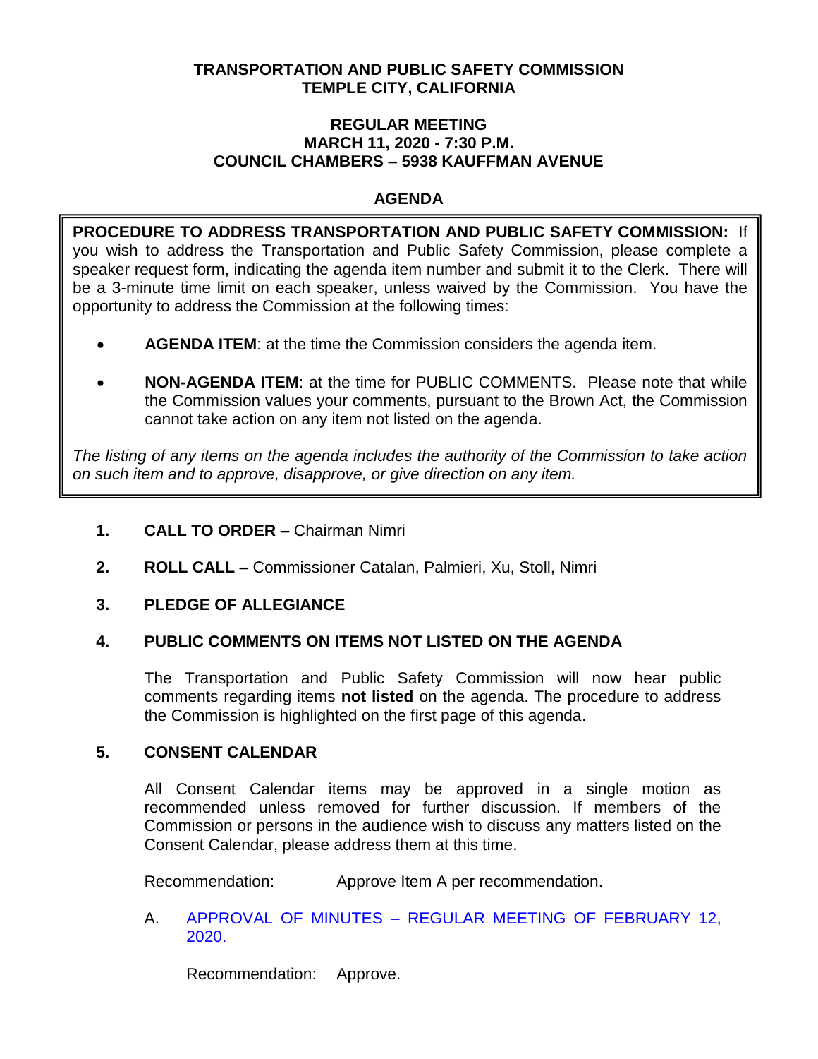**TRANSPORTATION AND PUBLIC SAFETY COMMISSION**
**TEMPLE CITY, CALIFORNIA**

**REGULAR MEETING**
**MARCH 11, 2020 - 7:30 P.M.**
**COUNCIL CHAMBERS – 5938 KAUFFMAN AVENUE**

# AGENDA

**PROCEDURE TO ADDRESS TRANSPORTATION AND PUBLIC SAFETY COMMISSION:** If you wish to address the Transportation and Public Safety Commission, please complete a speaker request form, indicating the agenda item number and submit it to the Clerk. There will be a 3-minute time limit on each speaker, unless waived by the Commission. You have the opportunity to address the Commission at the following times:

- **AGENDA ITEM**: at the time the Commission considers the agenda item.
- **NON-AGENDA ITEM**: at the time for PUBLIC COMMENTS. Please note that while the Commission values your comments, pursuant to the Brown Act, the Commission cannot take action on any item not listed on the agenda.

*The listing of any items on the agenda includes the authority of the Commission to take action on such item and to approve, disapprove, or give direction on any item.*

**1. CALL TO ORDER –** Chairman Nimri

**2. ROLL CALL –** Commissioner Catalan, Palmieri, Xu, Stoll, Nimri

**3. PLEDGE OF ALLEGIANCE**

**4. PUBLIC COMMENTS ON ITEMS NOT LISTED ON THE AGENDA**

The Transportation and Public Safety Commission will now hear public comments regarding items **not listed** on the agenda. The procedure to address the Commission is highlighted on the first page of this agenda.

**5. CONSENT CALENDAR**

All Consent Calendar items may be approved in a single motion as recommended unless removed for further discussion. If members of the Commission or persons in the audience wish to discuss any matters listed on the Consent Calendar, please address them at this time.

Recommendation: Approve Item A per recommendation.

A. APPROVAL OF MINUTES – REGULAR MEETING OF FEBRUARY 12, 2020.

Recommendation: Approve.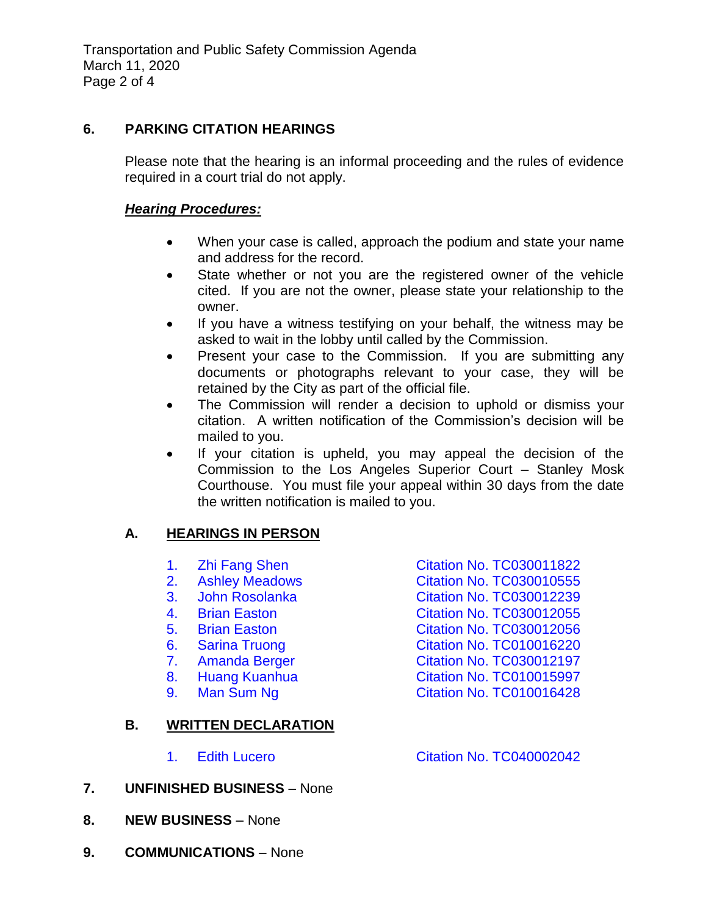## 6. PARKING CITATION HEARINGS

Please note that the hearing is an informal proceeding and the rules of evidence required in a court trial do not apply.

***Hearing Procedures:***

- When your case is called, approach the podium and state your name and address for the record.
- State whether or not you are the registered owner of the vehicle cited. If you are not the owner, please state your relationship to the owner.
- If you have a witness testifying on your behalf, the witness may be asked to wait in the lobby until called by the Commission.
- Present your case to the Commission. If you are submitting any documents or photographs relevant to your case, they will be retained by the City as part of the official file.
- The Commission will render a decision to uphold or dismiss your citation. A written notification of the Commission's decision will be mailed to you.
- If your citation is upheld, you may appeal the decision of the Commission to the Los Angeles Superior Court – Stanley Mosk Courthouse. You must file your appeal within 30 days from the date the written notification is mailed to you.

### A. HEARINGS IN PERSON

1. Zhi Fang Shen — Citation No. TC030011822
2. Ashley Meadows — Citation No. TC030010555
3. John Rosolanka — Citation No. TC030012239
4. Brian Easton — Citation No. TC030012055
5. Brian Easton — Citation No. TC030012056
6. Sarina Truong — Citation No. TC010016220
7. Amanda Berger — Citation No. TC030012197
8. Huang Kuanhua — Citation No. TC010015997
9. Man Sum Ng — Citation No. TC010016428

### B. WRITTEN DECLARATION

1. Edith Lucero — Citation No. TC040002042

## 7. UNFINISHED BUSINESS – None

## 8. NEW BUSINESS – None

## 9. COMMUNICATIONS – None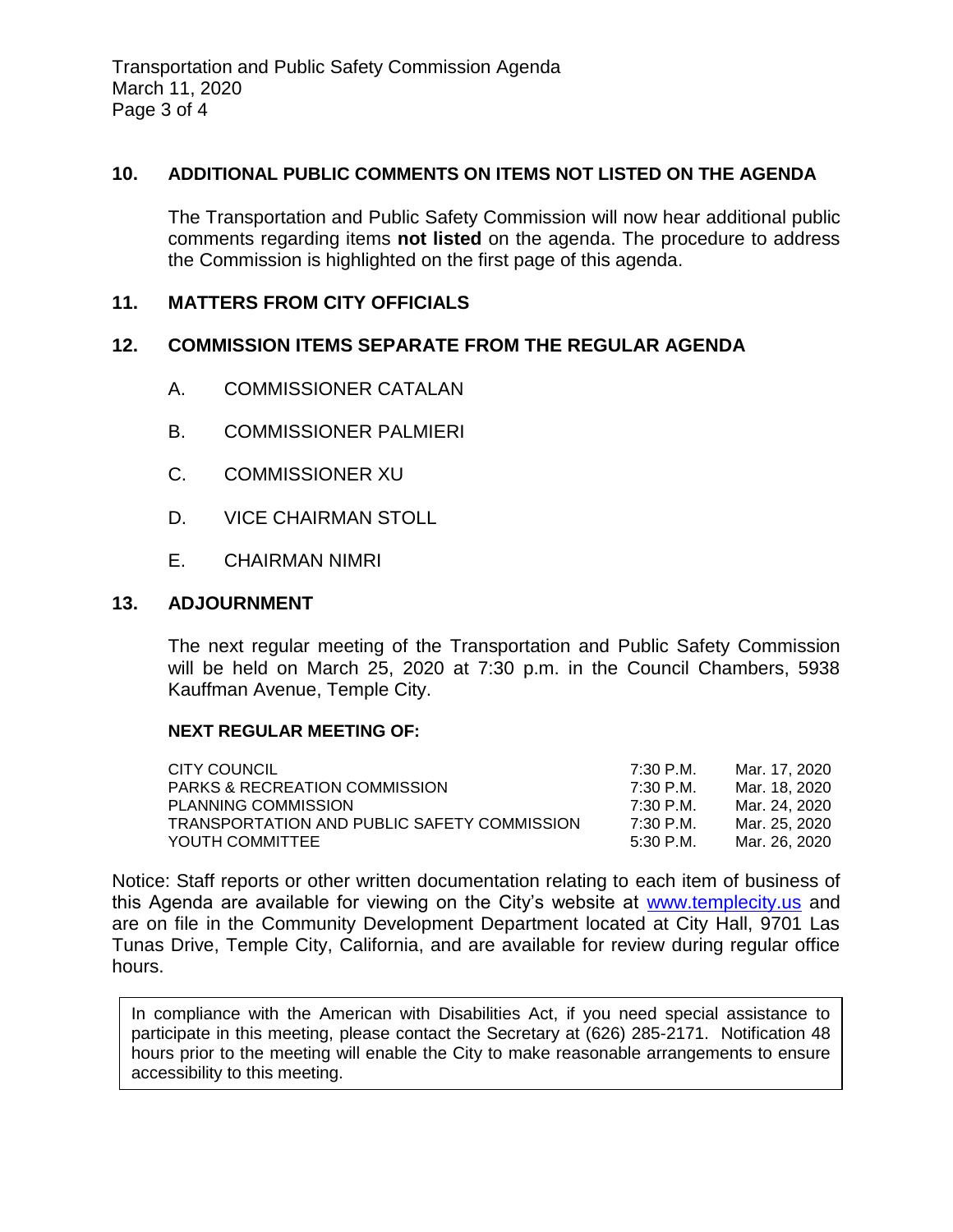## 10. ADDITIONAL PUBLIC COMMENTS ON ITEMS NOT LISTED ON THE AGENDA

The Transportation and Public Safety Commission will now hear additional public comments regarding items **not listed** on the agenda. The procedure to address the Commission is highlighted on the first page of this agenda.

## 11. MATTERS FROM CITY OFFICIALS

## 12. COMMISSION ITEMS SEPARATE FROM THE REGULAR AGENDA

A. COMMISSIONER CATALAN

B. COMMISSIONER PALMIERI

C. COMMISSIONER XU

D. VICE CHAIRMAN STOLL

E. CHAIRMAN NIMRI

## 13. ADJOURNMENT

The next regular meeting of the Transportation and Public Safety Commission will be held on March 25, 2020 at 7:30 p.m. in the Council Chambers, 5938 Kauffman Avenue, Temple City.

**NEXT REGULAR MEETING OF:**

| | | |
|---|---|---|
| CITY COUNCIL | 7:30 P.M. | Mar. 17, 2020 |
| PARKS & RECREATION COMMISSION | 7:30 P.M. | Mar. 18, 2020 |
| PLANNING COMMISSION | 7:30 P.M. | Mar. 24, 2020 |
| TRANSPORTATION AND PUBLIC SAFETY COMMISSION | 7:30 P.M. | Mar. 25, 2020 |
| YOUTH COMMITTEE | 5:30 P.M. | Mar. 26, 2020 |

Notice: Staff reports or other written documentation relating to each item of business of this Agenda are available for viewing on the City's website at www.templecity.us and are on file in the Community Development Department located at City Hall, 9701 Las Tunas Drive, Temple City, California, and are available for review during regular office hours.

In compliance with the American with Disabilities Act, if you need special assistance to participate in this meeting, please contact the Secretary at (626) 285-2171. Notification 48 hours prior to the meeting will enable the City to make reasonable arrangements to ensure accessibility to this meeting.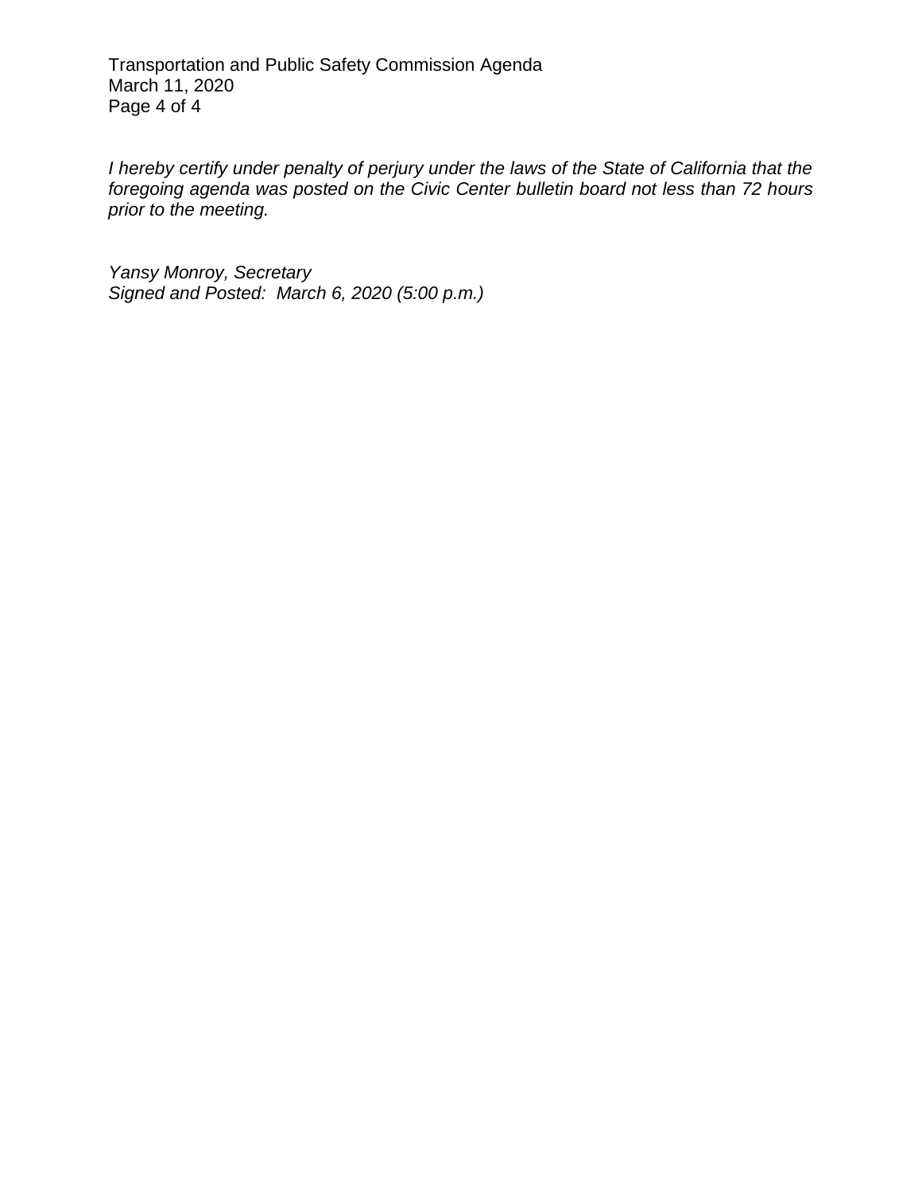*I hereby certify under penalty of perjury under the laws of the State of California that the foregoing agenda was posted on the Civic Center bulletin board not less than 72 hours prior to the meeting.*

*Yansy Monroy, Secretary*
*Signed and Posted: March 6, 2020 (5:00 p.m.)*